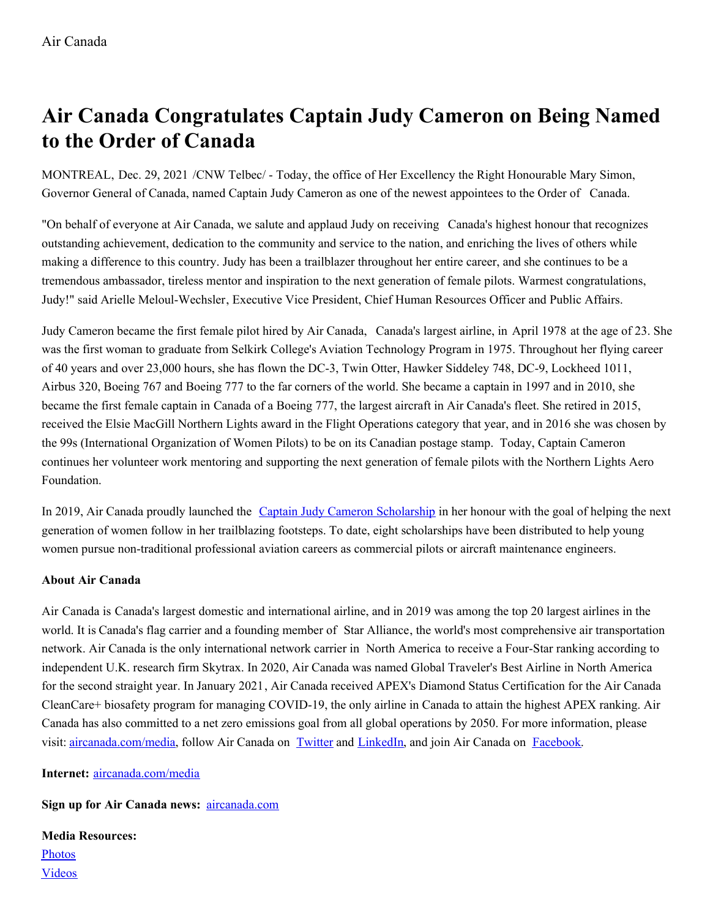Air Canada

# Air Canada Congratulates Captain Judy Cameron on Being Named to the Order of Canada

MONTREAL, Dec. 29, 2021 /CNW Telbec/ - Today, the office of Her Excellency the Right Honourable Mary Simon, Governor General of Canada, named Captain Judy Cameron as one of the newest appointees to the Order of Canada.

"On behalf of everyone at Air Canada, we salute and applaud Judy on receiving Canada's highest honour that recognizes outstanding achievement, dedication to the community and service to the nation, and enriching the lives of others while making a difference to this country. Judy has been a trailblazer throughout her entire career, and she continues to be a tremendous ambassador, tireless mentor and inspiration to the next generation of female pilots. Warmest congratulations, Judy!" said Arielle Meloul-Wechsler, Executive Vice President, Chief Human Resources Officer and Public Affairs.

Judy Cameron became the first female pilot hired by Air Canada, Canada's largest airline, in April 1978 at the age of 23. She was the first woman to graduate from Selkirk College's Aviation Technology Program in 1975. Throughout her flying career of 40 years and over 23,000 hours, she has flown the DC-3, Twin Otter, Hawker Siddeley 748, DC-9, Lockheed 1011, Airbus 320, Boeing 767 and Boeing 777 to the far corners of the world. She became a captain in 1997 and in 2010, she became the first female captain in Canada of a Boeing 777, the largest aircraft in Air Canada's fleet. She retired in 2015, received the Elsie MacGill Northern Lights award in the Flight Operations category that year, and in 2016 she was chosen by the 99s (International Organization of Women Pilots) to be on its Canadian postage stamp. Today, Captain Cameron continues her volunteer work mentoring and supporting the next generation of female pilots with the Northern Lights Aero Foundation.

In 2019, Air Canada proudly launched the [Captain Judy Cameron Scholarship](#) in her honour with the goal of helping the next generation of women follow in her trailblazing footsteps. To date, eight scholarships have been distributed to help young women pursue non-traditional professional aviation careers as commercial pilots or aircraft maintenance engineers.

**About Air Canada**

Air Canada is Canada's largest domestic and international airline, and in 2019 was among the top 20 largest airlines in the world. It is Canada's flag carrier and a founding member of Star Alliance, the world's most comprehensive air transportation network. Air Canada is the only international network carrier in North America to receive a Four-Star ranking according to independent U.K. research firm Skytrax. In 2020, Air Canada was named Global Traveler's Best Airline in North America for the second straight year. In January 2021, Air Canada received APEX's Diamond Status Certification for the Air Canada CleanCare+ biosafety program for managing COVID-19, the only airline in Canada to attain the highest APEX ranking. Air Canada has also committed to a net zero emissions goal from all global operations by 2050. For more information, please visit: [aircanada.com/media](#), follow Air Canada on [Twitter](#) and [LinkedIn](#), and join Air Canada on [Facebook](#).

**Internet:** [aircanada.com/media](#)

**Sign up for Air Canada news:** [aircanada.com](#)

**Media Resources:**
[Photos](#)
[Videos](#)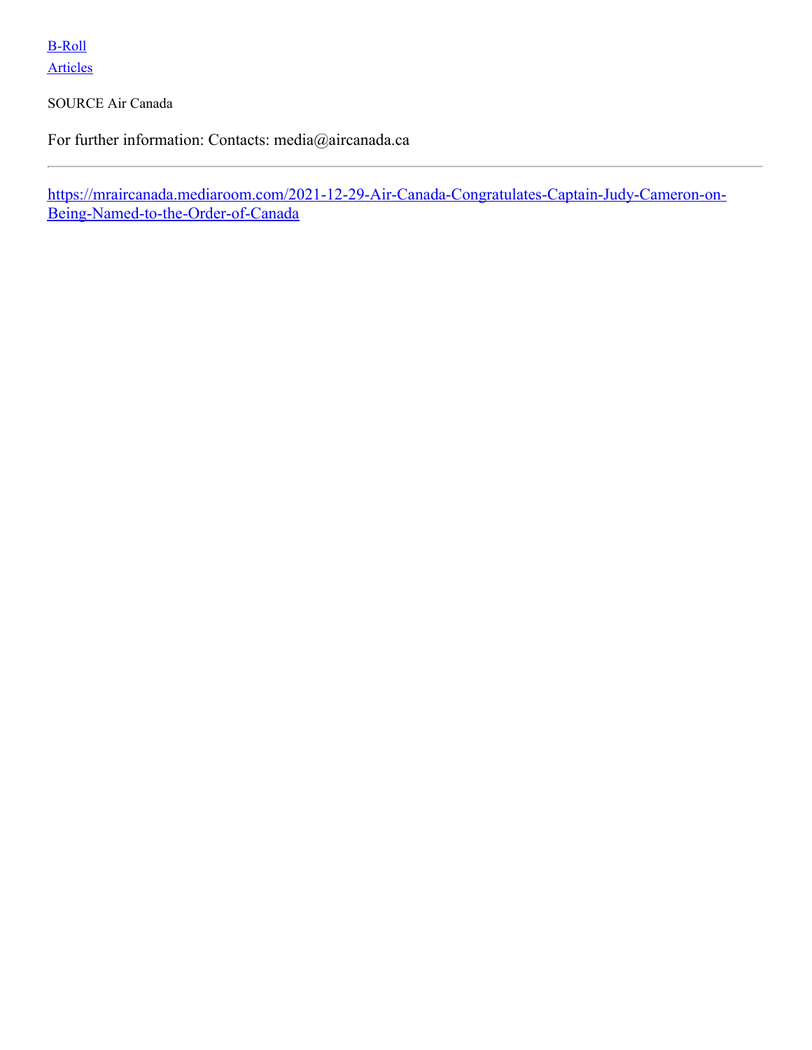[B-Roll](#)
[Articles](#)

SOURCE Air Canada

For further information: Contacts: media@aircanada.ca

---

[https://mraircanada.mediaroom.com/2021-12-29-Air-Canada-Congratulates-Captain-Judy-Cameron-on-Being-Named-to-the-Order-of-Canada](https://mraircanada.mediaroom.com/2021-12-29-Air-Canada-Congratulates-Captain-Judy-Cameron-on-Being-Named-to-the-Order-of-Canada)